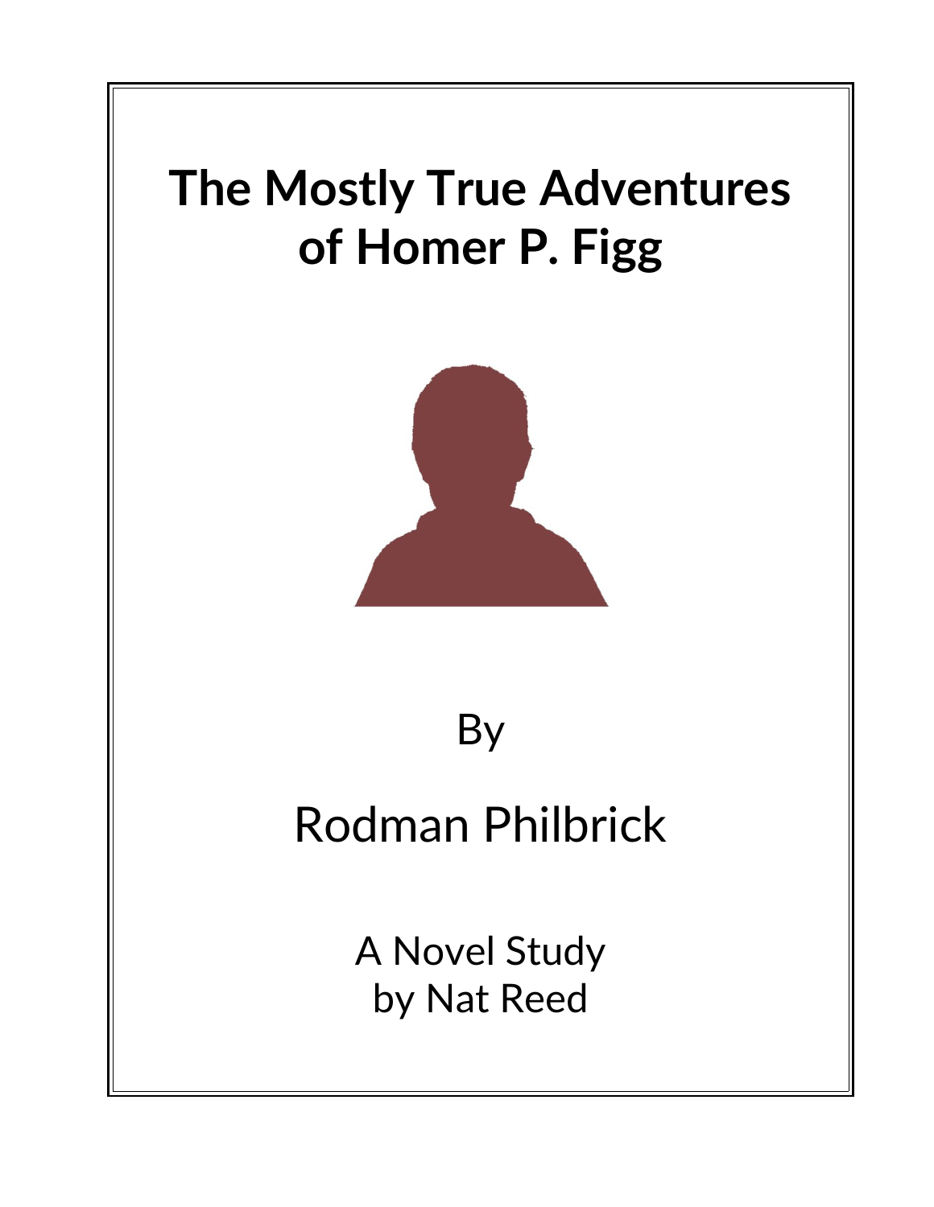# The Mostly True Adventures of Homer P. Figg

By

Rodman Philbrick

A Novel Study
by Nat Reed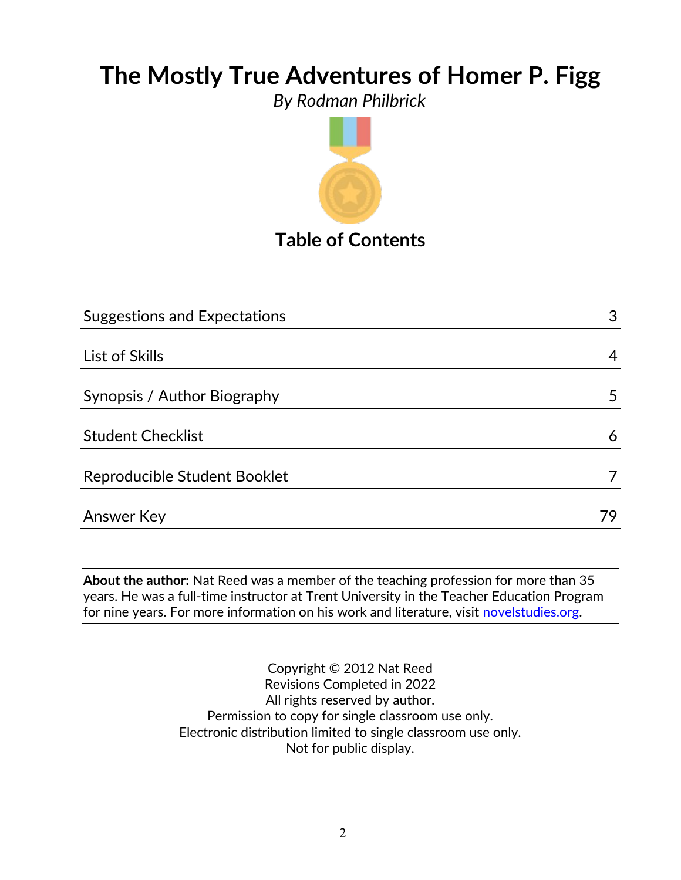# The Mostly True Adventures of Homer P. Figg

*By Rodman Philbrick*

## Table of Contents

| | |
|---|---|
| Suggestions and Expectations | 3 |
| List of Skills | 4 |
| Synopsis / Author Biography | 5 |
| Student Checklist | 6 |
| Reproducible Student Booklet | 7 |
| Answer Key | 79 |

**About the author:** Nat Reed was a member of the teaching profession for more than 35 years. He was a full-time instructor at Trent University in the Teacher Education Program for nine years. For more information on his work and literature, visit novelstudies.org.

Copyright © 2012 Nat Reed
Revisions Completed in 2022
All rights reserved by author.
Permission to copy for single classroom use only.
Electronic distribution limited to single classroom use only.
Not for public display.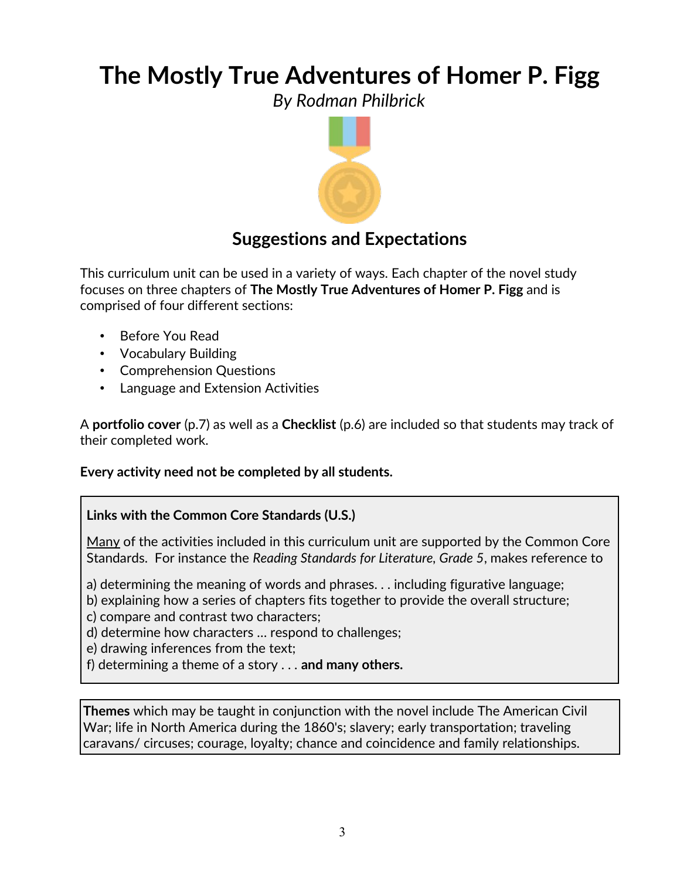# The Mostly True Adventures of Homer P. Figg

*By Rodman Philbrick*

## Suggestions and Expectations

This curriculum unit can be used in a variety of ways. Each chapter of the novel study focuses on three chapters of **The Mostly True Adventures of Homer P. Figg** and is comprised of four different sections:

- Before You Read
- Vocabulary Building
- Comprehension Questions
- Language and Extension Activities

A **portfolio cover** (p.7) as well as a **Checklist** (p.6) are included so that students may track of their completed work.

**Every activity need not be completed by all students.**

**Links with the Common Core Standards (U.S.)**

Many of the activities included in this curriculum unit are supported by the Common Core Standards. For instance the *Reading Standards for Literature, Grade 5*, makes reference to

a) determining the meaning of words and phrases. . . including figurative language;
b) explaining how a series of chapters fits together to provide the overall structure;
c) compare and contrast two characters;
d) determine how characters … respond to challenges;
e) drawing inferences from the text;
f) determining a theme of a story . . . **and many others.**

**Themes** which may be taught in conjunction with the novel include The American Civil War; life in North America during the 1860's; slavery; early transportation; traveling caravans/ circuses; courage, loyalty; chance and coincidence and family relationships.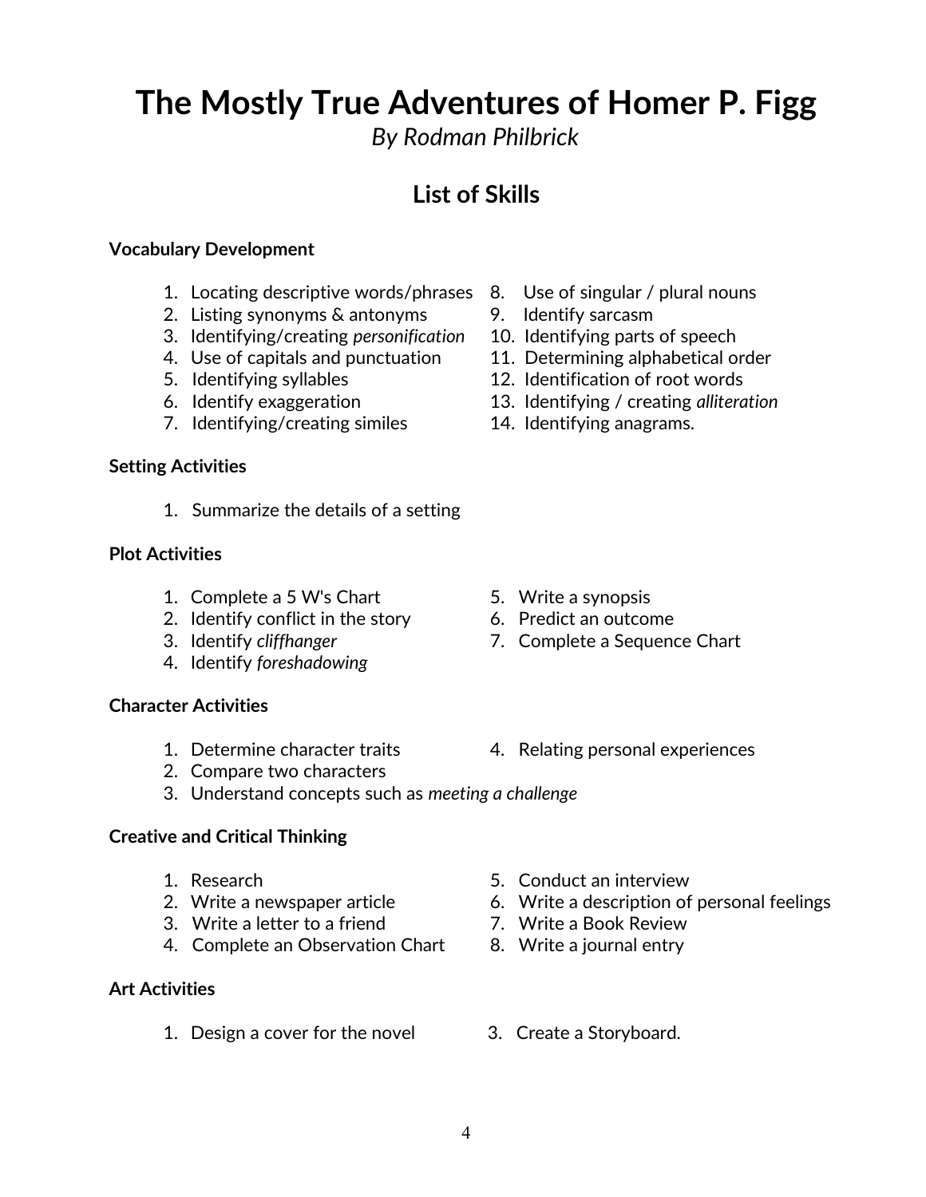# The Mostly True Adventures of Homer P. Figg

*By Rodman Philbrick*

## List of Skills

**Vocabulary Development**

1. Locating descriptive words/phrases
2. Listing synonyms & antonyms
3. Identifying/creating *personification*
4. Use of capitals and punctuation
5. Identifying syllables
6. Identify exaggeration
7. Identifying/creating similes
8. Use of singular / plural nouns
9. Identify sarcasm
10. Identifying parts of speech
11. Determining alphabetical order
12. Identification of root words
13. Identifying / creating *alliteration*
14. Identifying anagrams.

**Setting Activities**

1. Summarize the details of a setting

**Plot Activities**

1. Complete a 5 W's Chart
2. Identify conflict in the story
3. Identify *cliffhanger*
4. Identify *foreshadowing*
5. Write a synopsis
6. Predict an outcome
7. Complete a Sequence Chart

**Character Activities**

1. Determine character traits
2. Compare two characters
3. Understand concepts such as *meeting a challenge*
4. Relating personal experiences

**Creative and Critical Thinking**

1. Research
2. Write a newspaper article
3. Write a letter to a friend
4. Complete an Observation Chart
5. Conduct an interview
6. Write a description of personal feelings
7. Write a Book Review
8. Write a journal entry

**Art Activities**

1. Design a cover for the novel
3. Create a Storyboard.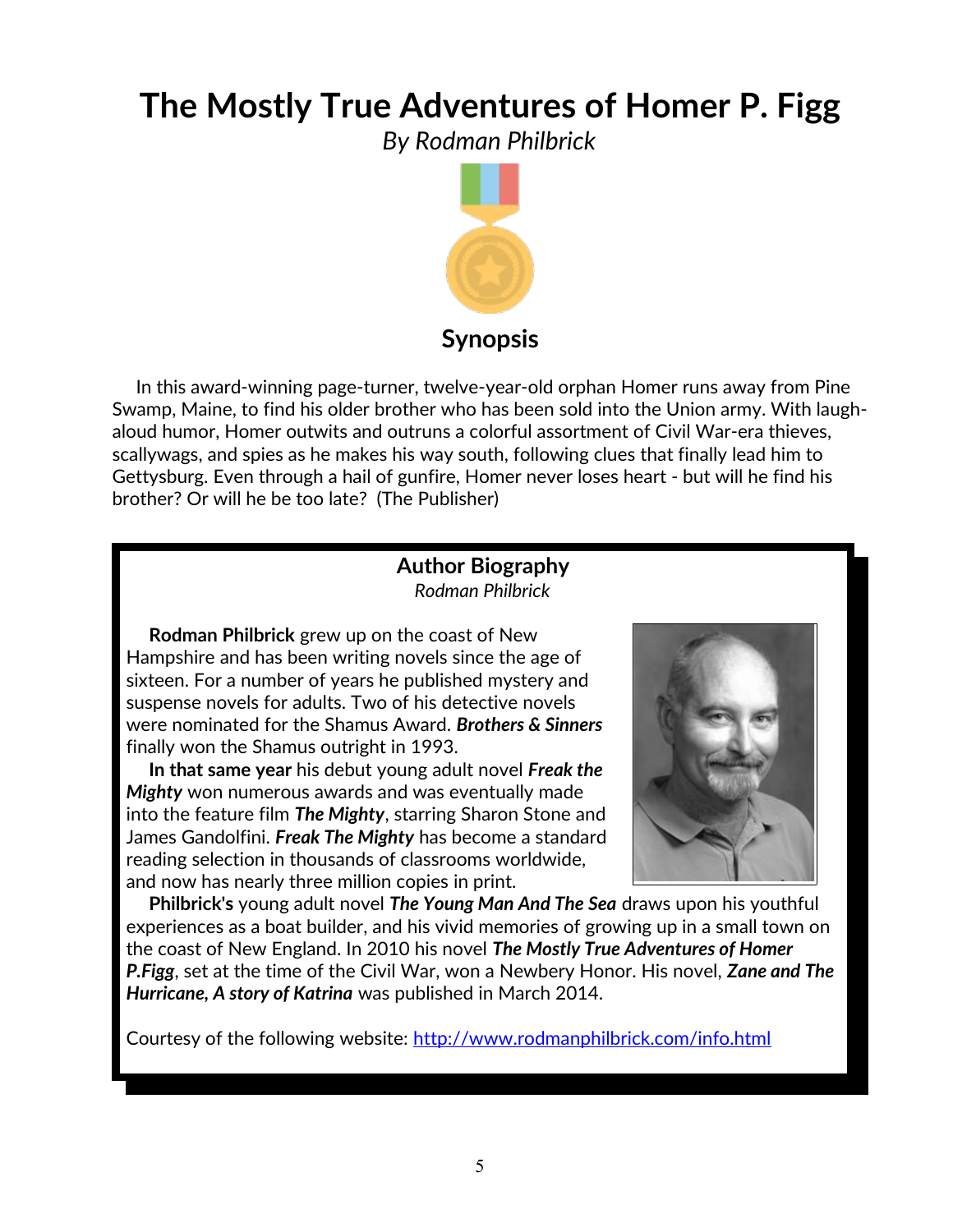# The Mostly True Adventures of Homer P. Figg

*By Rodman Philbrick*

## Synopsis

In this award-winning page-turner, twelve-year-old orphan Homer runs away from Pine Swamp, Maine, to find his older brother who has been sold into the Union army. With laugh-aloud humor, Homer outwits and outruns a colorful assortment of Civil War-era thieves, scallywags, and spies as he makes his way south, following clues that finally lead him to Gettysburg. Even through a hail of gunfire, Homer never loses heart - but will he find his brother? Or will he be too late? (The Publisher)

### Author Biography

*Rodman Philbrick*

**Rodman Philbrick** grew up on the coast of New Hampshire and has been writing novels since the age of sixteen. For a number of years he published mystery and suspense novels for adults. Two of his detective novels were nominated for the Shamus Award. ***Brothers & Sinners*** finally won the Shamus outright in 1993.

**In that same year** his debut young adult novel ***Freak the Mighty*** won numerous awards and was eventually made into the feature film ***The Mighty***, starring Sharon Stone and James Gandolfini. ***Freak The Mighty*** has become a standard reading selection in thousands of classrooms worldwide, and now has nearly three million copies in print.

**Philbrick's** young adult novel ***The Young Man And The Sea*** draws upon his youthful experiences as a boat builder, and his vivid memories of growing up in a small town on the coast of New England. In 2010 his novel ***The Mostly True Adventures of Homer P.Figg***, set at the time of the Civil War, won a Newbery Honor. His novel, ***Zane and The Hurricane, A story of Katrina*** was published in March 2014.

Courtesy of the following website: http://www.rodmanphilbrick.com/info.html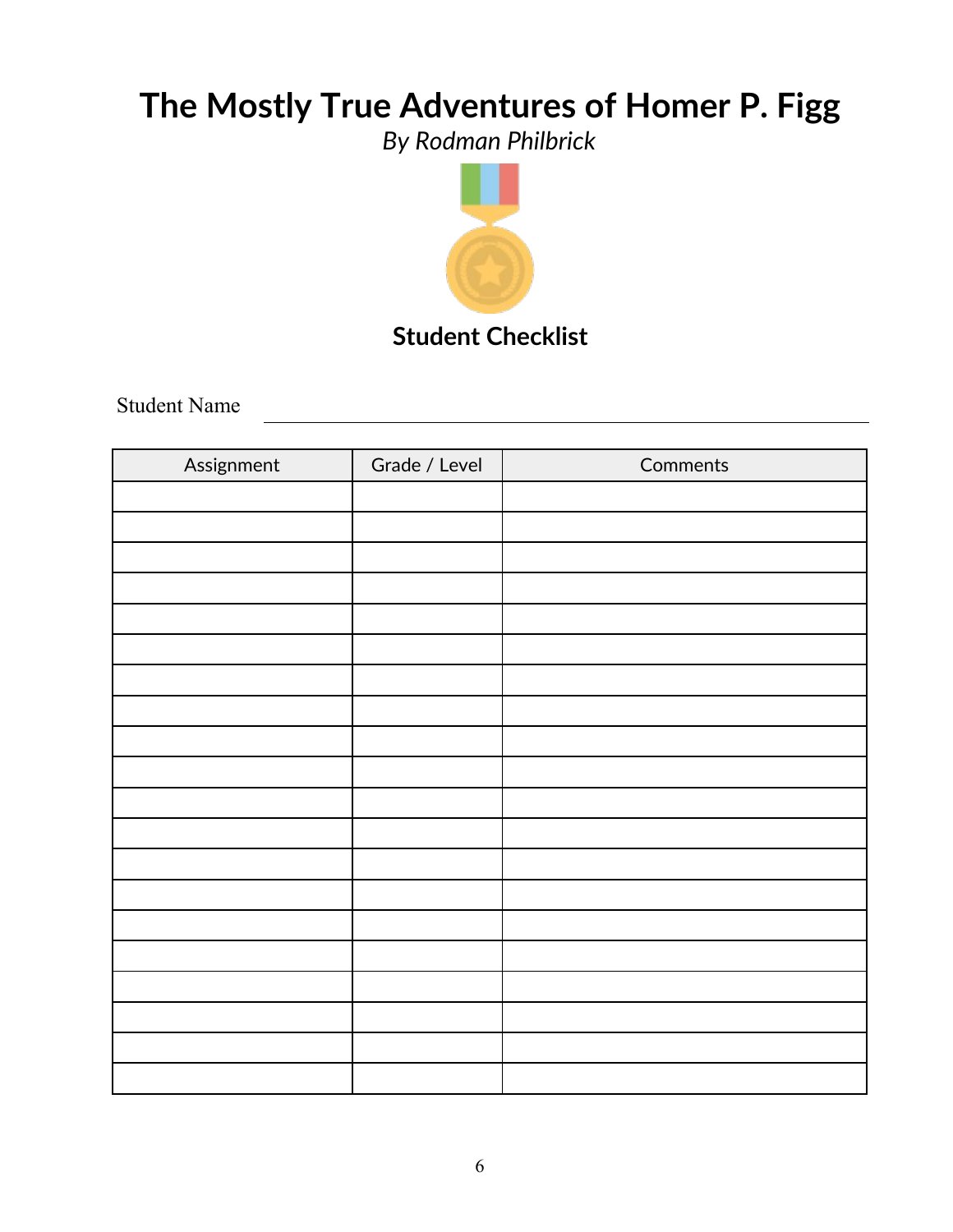# The Mostly True Adventures of Homer P. Figg

*By Rodman Philbrick*

## Student Checklist

Student Name ______________________________

| Assignment | Grade / Level | Comments |
|---|---|---|
| | | |
| | | |
| | | |
| | | |
| | | |
| | | |
| | | |
| | | |
| | | |
| | | |
| | | |
| | | |
| | | |
| | | |
| | | |
| | | |
| | | |
| | | |
| | | |
| | | |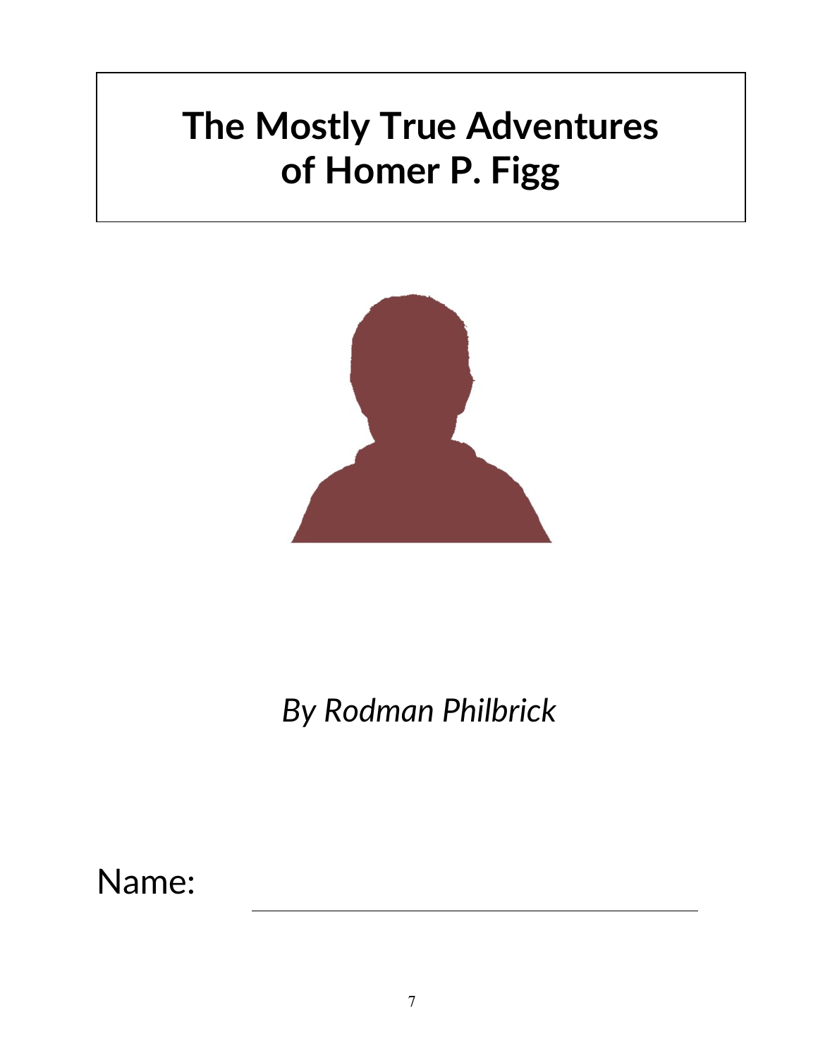# The Mostly True Adventures of Homer P. Figg

*By Rodman Philbrick*

Name: ______________________________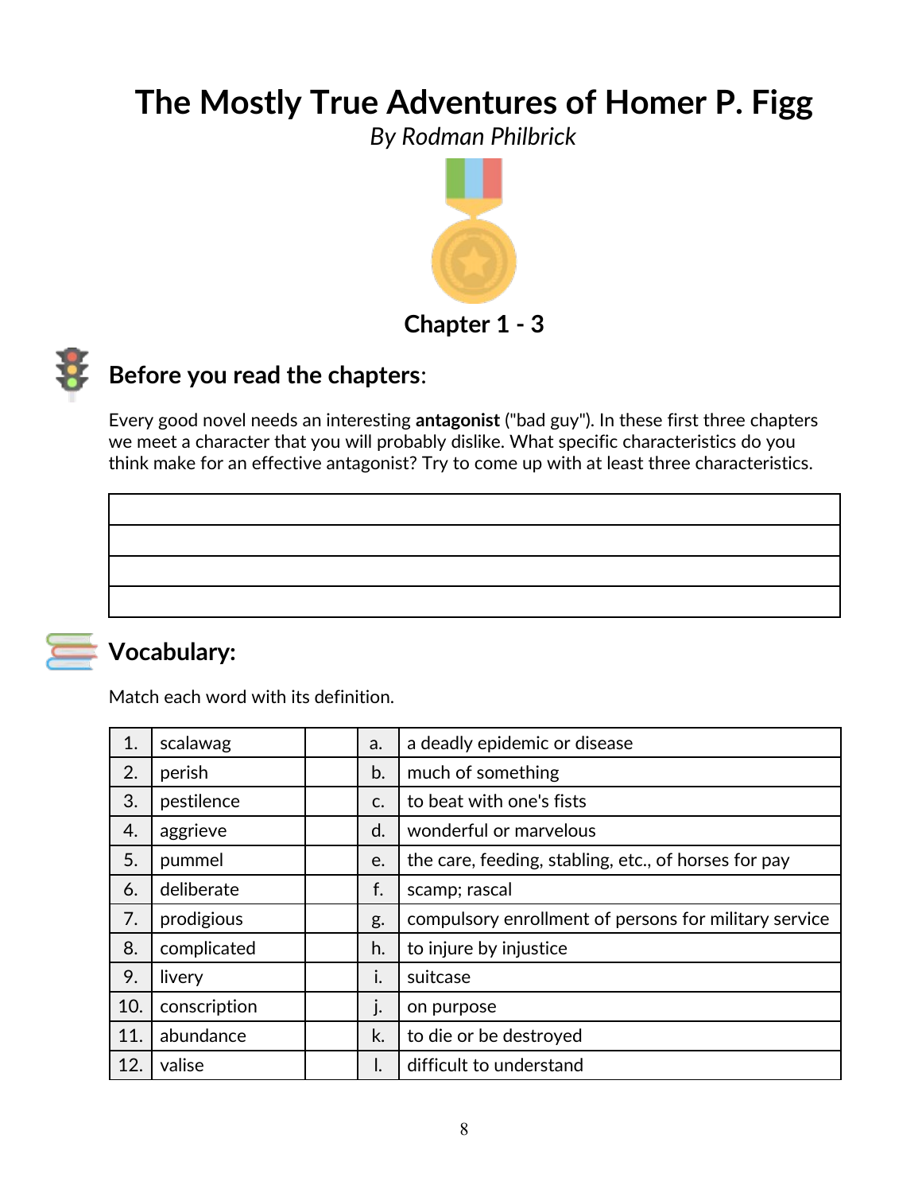# The Mostly True Adventures of Homer P. Figg

*By Rodman Philbrick*

## Chapter 1 - 3

## Before you read the chapters:

Every good novel needs an interesting **antagonist** ("bad guy"). In these first three chapters we meet a character that you will probably dislike. What specific characteristics do you think make for an effective antagonist? Try to come up with at least three characteristics.

| |
|---|
| |
| |
| |
| |

## Vocabulary:

Match each word with its definition.

| | | | | |
|---|---|---|---|---|
| 1. | scalawag | | a. | a deadly epidemic or disease |
| 2. | perish | | b. | much of something |
| 3. | pestilence | | c. | to beat with one's fists |
| 4. | aggrieve | | d. | wonderful or marvelous |
| 5. | pummel | | e. | the care, feeding, stabling, etc., of horses for pay |
| 6. | deliberate | | f. | scamp; rascal |
| 7. | prodigious | | g. | compulsory enrollment of persons for military service |
| 8. | complicated | | h. | to injure by injustice |
| 9. | livery | | i. | suitcase |
| 10. | conscription | | j. | on purpose |
| 11. | abundance | | k. | to die or be destroyed |
| 12. | valise | | l. | difficult to understand |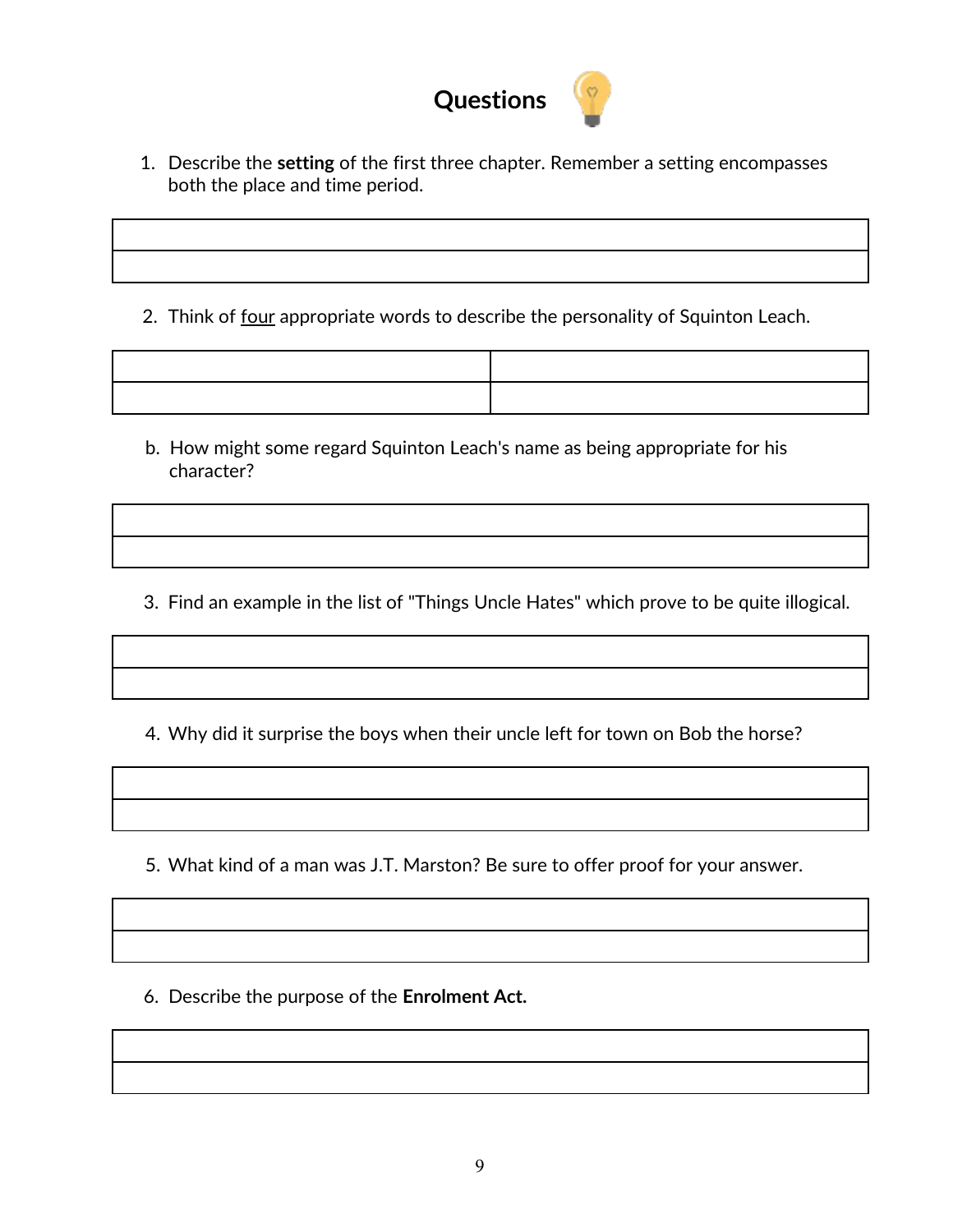# Questions

1. Describe the **setting** of the first three chapter. Remember a setting encompasses both the place and time period.

| |
|---|
| |

2. Think of four appropriate words to describe the personality of Squinton Leach.

| | |
|---|---|
| | |

b. How might some regard Squinton Leach's name as being appropriate for his character?

| |
|---|
| |

3. Find an example in the list of "Things Uncle Hates" which prove to be quite illogical.

| |
|---|
| |

4. Why did it surprise the boys when their uncle left for town on Bob the horse?

| |
|---|
| |

5. What kind of a man was J.T. Marston? Be sure to offer proof for your answer.

| |
|---|
| |

6. Describe the purpose of the **Enrolment Act.**

| |
|---|
| |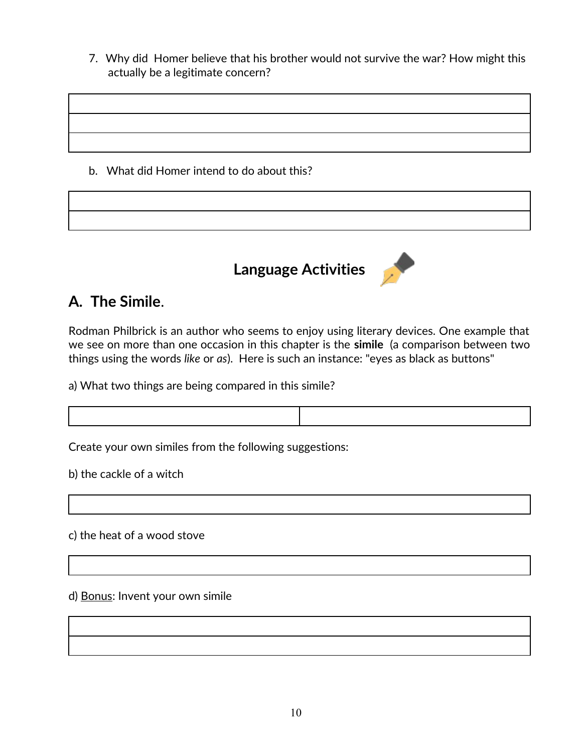7. Why did Homer believe that his brother would not survive the war? How might this actually be a legitimate concern?

| |
|---|
| |
| |

b. What did Homer intend to do about this?

| |
|---|
| |

## Language Activities

## A. The Simile.

Rodman Philbrick is an author who seems to enjoy using literary devices. One example that we see on more than one occasion in this chapter is the **simile** (a comparison between two things using the words *like* or *as*). Here is such an instance: "eyes as black as buttons"

a) What two things are being compared in this simile?

| | |
|---|---|

Create your own similes from the following suggestions:

b) the cackle of a witch

| |
|---|

c) the heat of a wood stove

| |
|---|

d) <u>Bonus</u>: Invent your own simile

| |
|---|
| |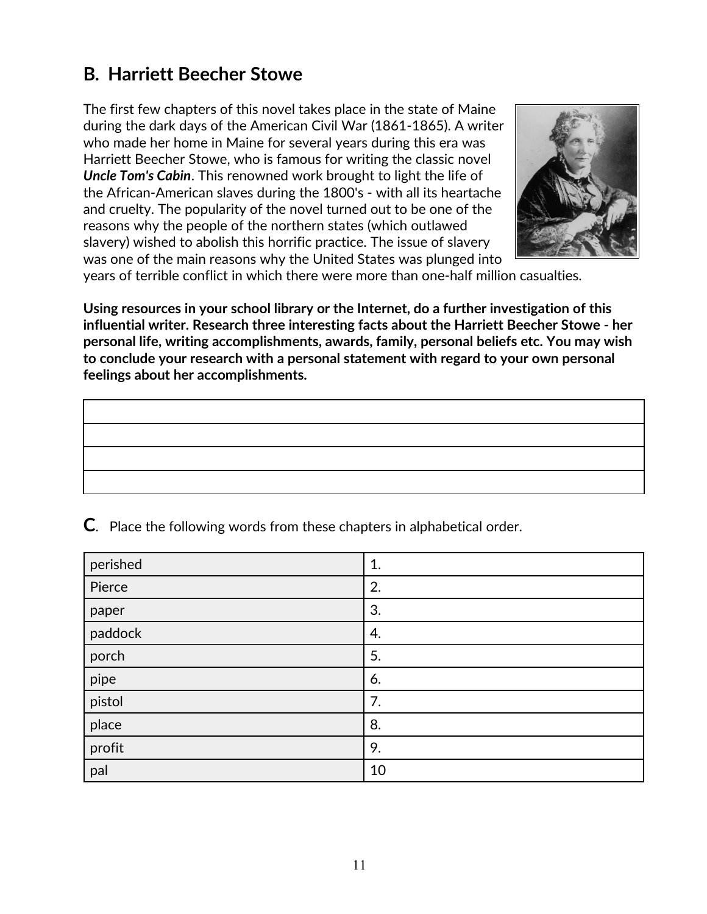## B. Harriett Beecher Stowe

The first few chapters of this novel takes place in the state of Maine during the dark days of the American Civil War (1861-1865). A writer who made her home in Maine for several years during this era was Harriett Beecher Stowe, who is famous for writing the classic novel ***Uncle Tom's Cabin***. This renowned work brought to light the life of the African-American slaves during the 1800's - with all its heartache and cruelty. The popularity of the novel turned out to be one of the reasons why the people of the norrthern states (which outlawed slavery) wished to abolish this horrific practice. The issue of slavery was one of the main reasons why the United States was plunged into years of terrible conflict in which there were more than one-half million casualties.

**Using resources in your school library or the Internet, do a further investigation of this influential writer. Research three interesting facts about the Harriett Beecher Stowe - her personal life, writing accomplishments, awards, family, personal beliefs etc. You may wish to conclude your research with a personal statement with regard to your own personal feelings about her accomplishments.**

| |
|---|
| |
| |
| |
| |

## C. Place the following words from these chapters in alphabetical order.

| | |
|---|---|
| perished | 1. |
| Pierce | 2. |
| paper | 3. |
| paddock | 4. |
| porch | 5. |
| pipe | 6. |
| pistol | 7. |
| place | 8. |
| profit | 9. |
| pal | 10 |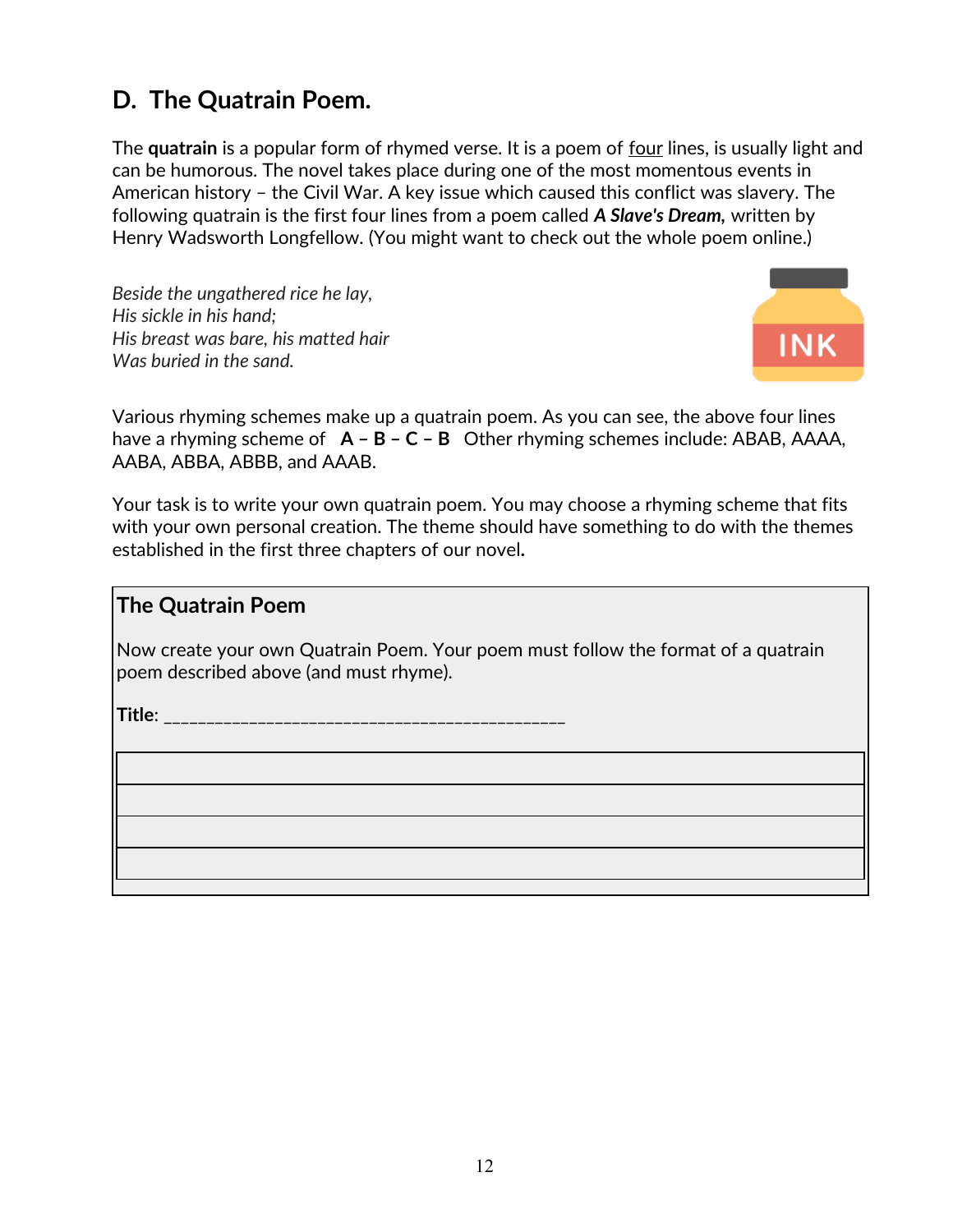## D. The Quatrain Poem.

The **quatrain** is a popular form of rhymed verse. It is a poem of four lines, is usually light and can be humorous. The novel takes place during one of the most momentous events in American history – the Civil War. A key issue which caused this conflict was slavery. The following quatrain is the first four lines from a poem called ***A Slave's Dream,*** written by Henry Wadsworth Longfellow. (You might want to check out the whole poem online.)

*Beside the ungathered rice he lay,*
*His sickle in his hand;*
*His breast was bare, his matted hair*
*Was buried in the sand.*

Various rhyming schemes make up a quatrain poem. As you can see, the above four lines have a rhyming scheme of **A – B – C – B** Other rhyming schemes include: ABAB, AAAA, AABA, ABBA, ABBB, and AAAB.

Your task is to write your own quatrain poem. You may choose a rhyming scheme that fits with your own personal creation. The theme should have something to do with the themes established in the first three chapters of our novel**.**

### The Quatrain Poem

Now create your own Quatrain Poem. Your poem must follow the format of a quatrain poem described above (and must rhyme).

**Title**: _______________________________________________

| |
|---|
| |
| |
| |
| |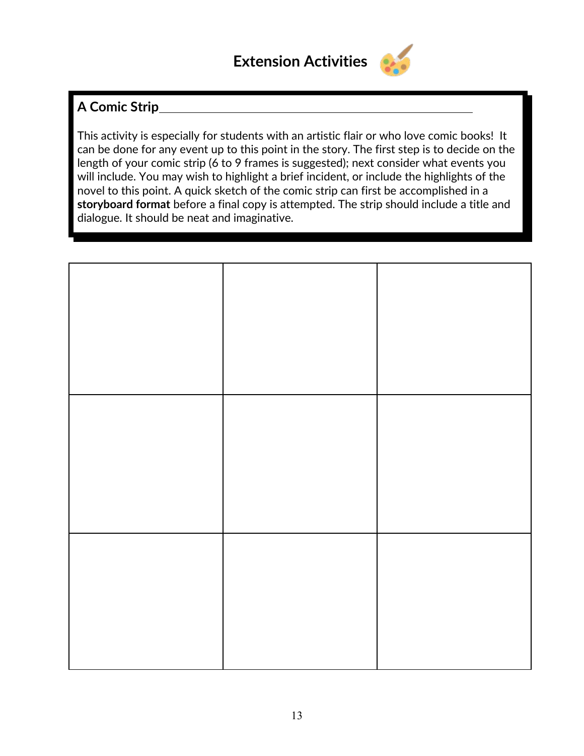# Extension Activities

**A Comic Strip** ________________________________________________

This activity is especially for students with an artistic flair or who love comic books! It can be done for any event up to this point in the story. The first step is to decide on the length of your comic strip (6 to 9 frames is suggested); next consider what events you will include. You may wish to highlight a brief incident, or include the highlights of the novel to this point. A quick sketch of the comic strip can first be accomplished in a **storyboard format** before a final copy is attempted. The strip should include a title and dialogue. It should be neat and imaginative.

| | | |
|---|---|---|
| | | |
| | | |
| | | |